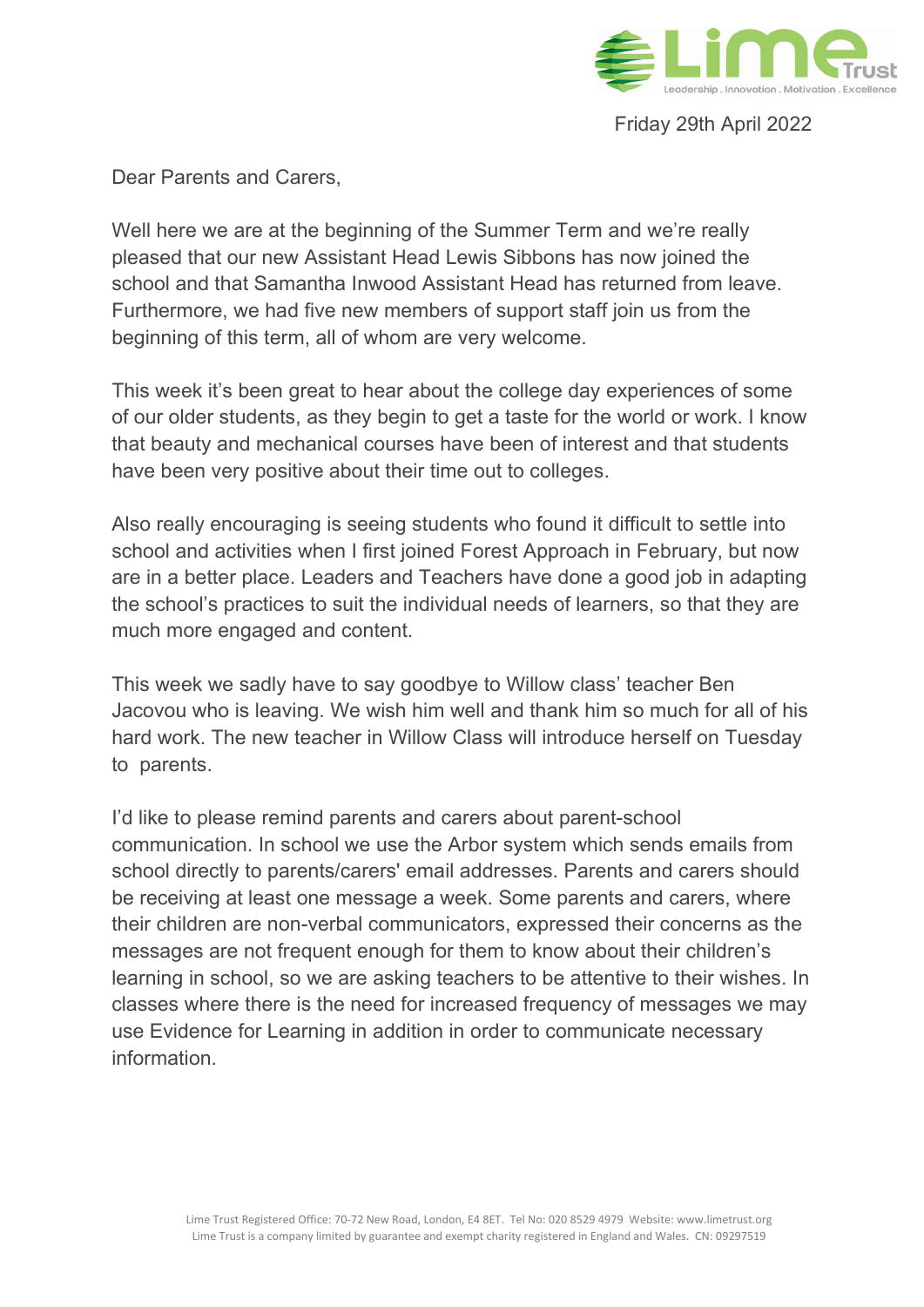Friday 29th April 2022

Dear Parents and Carers,

Well here we are at the beginning of the Summer Term and we're really pleased that our new Assistant Head Lewis Sibbons has now joined the school and that Samantha Inwood Assistant Head has returned from leave. Furthermore, we had five new members of support staff join us from the beginning of this term, all of whom are very welcome.

This week it's been great to hear about the college day experiences of some of our older students, as they begin to get a taste for the world or work. I know that beauty and mechanical courses have been of interest and that students have been very positive about their time out to colleges.

Also really encouraging is seeing students who found it difficult to settle into school and activities when I first joined Forest Approach in February, but now are in a better place. Leaders and Teachers have done a good job in adapting the school's practices to suit the individual needs of learners, so that they are much more engaged and content.

This week we sadly have to say goodbye to Willow class' teacher Ben Jacovou who is leaving. We wish him well and thank him so much for all of his hard work. The new teacher in Willow Class will introduce herself on Tuesday to parents.

I'd like to please remind parents and carers about parent-school communication. In school we use the Arbor system which sends emails from school directly to parents/carers' email addresses. Parents and carers should be receiving at least one message a week. Some parents and carers, where their children are non-verbal communicators, expressed their concerns as the messages are not frequent enough for them to know about their children's learning in school, so we are asking teachers to be attentive to their wishes. In classes where there is the need for increased frequency of messages we may use Evidence for Learning in addition in order to communicate necessary information.

Lime Trust Registered Office: 70-72 New Road, London, E4 8ET. Tel No: 020 8529 4979 Website: www.limetrust.org
Lime Trust is a company limited by guarantee and exempt charity registered in England and Wales. CN: 09297519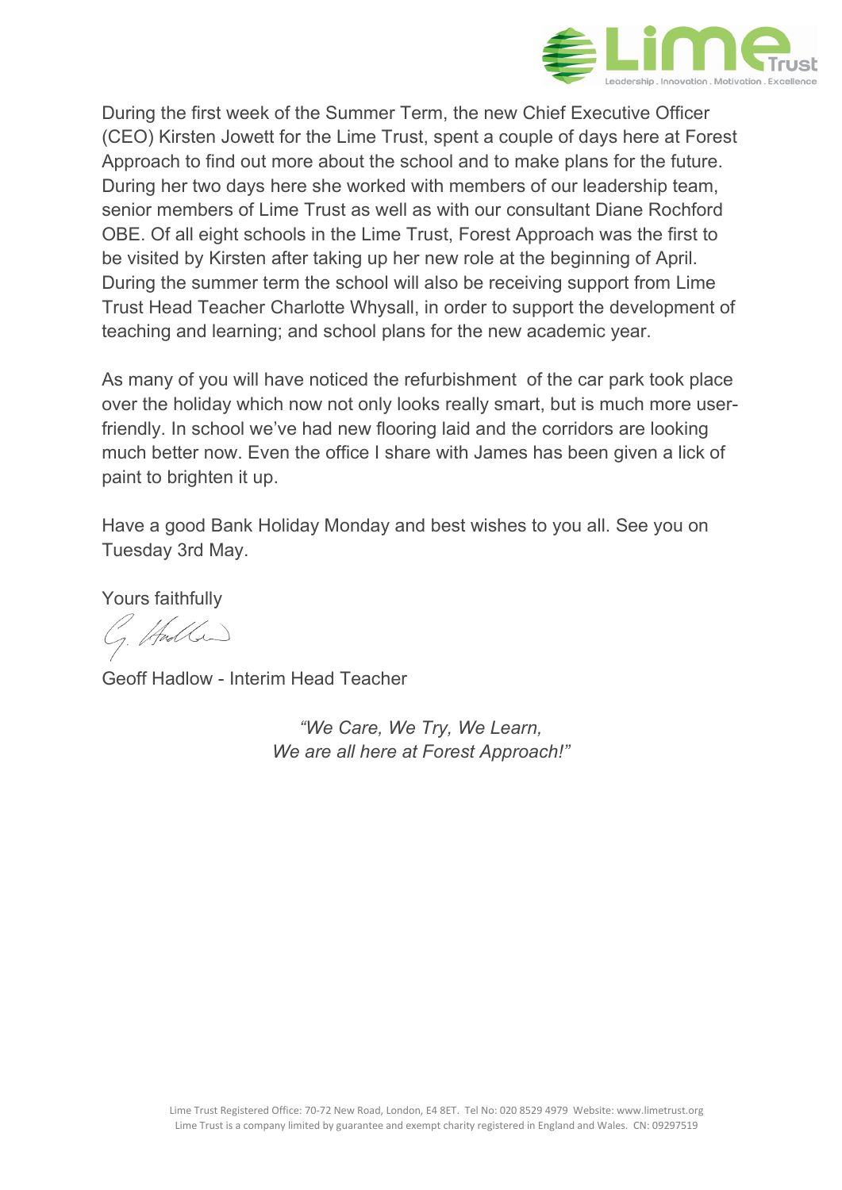During the first week of the Summer Term, the new Chief Executive Officer (CEO) Kirsten Jowett for the Lime Trust, spent a couple of days here at Forest Approach to find out more about the school and to make plans for the future. During her two days here she worked with members of our leadership team, senior members of Lime Trust as well as with our consultant Diane Rochford OBE. Of all eight schools in the Lime Trust, Forest Approach was the first to be visited by Kirsten after taking up her new role at the beginning of April. During the summer term the school will also be receiving support from Lime Trust Head Teacher Charlotte Whysall, in order to support the development of teaching and learning; and school plans for the new academic year.

As many of you will have noticed the refurbishment of the car park took place over the holiday which now not only looks really smart, but is much more user-friendly. In school we've had new flooring laid and the corridors are looking much better now. Even the office I share with James has been given a lick of paint to brighten it up.

Have a good Bank Holiday Monday and best wishes to you all. See you on Tuesday 3rd May.

Yours faithfully

Geoff Hadlow - Interim Head Teacher

*"We Care, We Try, We Learn,*
*We are all here at Forest Approach!"*

Lime Trust Registered Office: 70-72 New Road, London, E4 8ET. Tel No: 020 8529 4979 Website: www.limetrust.org
Lime Trust is a company limited by guarantee and exempt charity registered in England and Wales. CN: 09297519